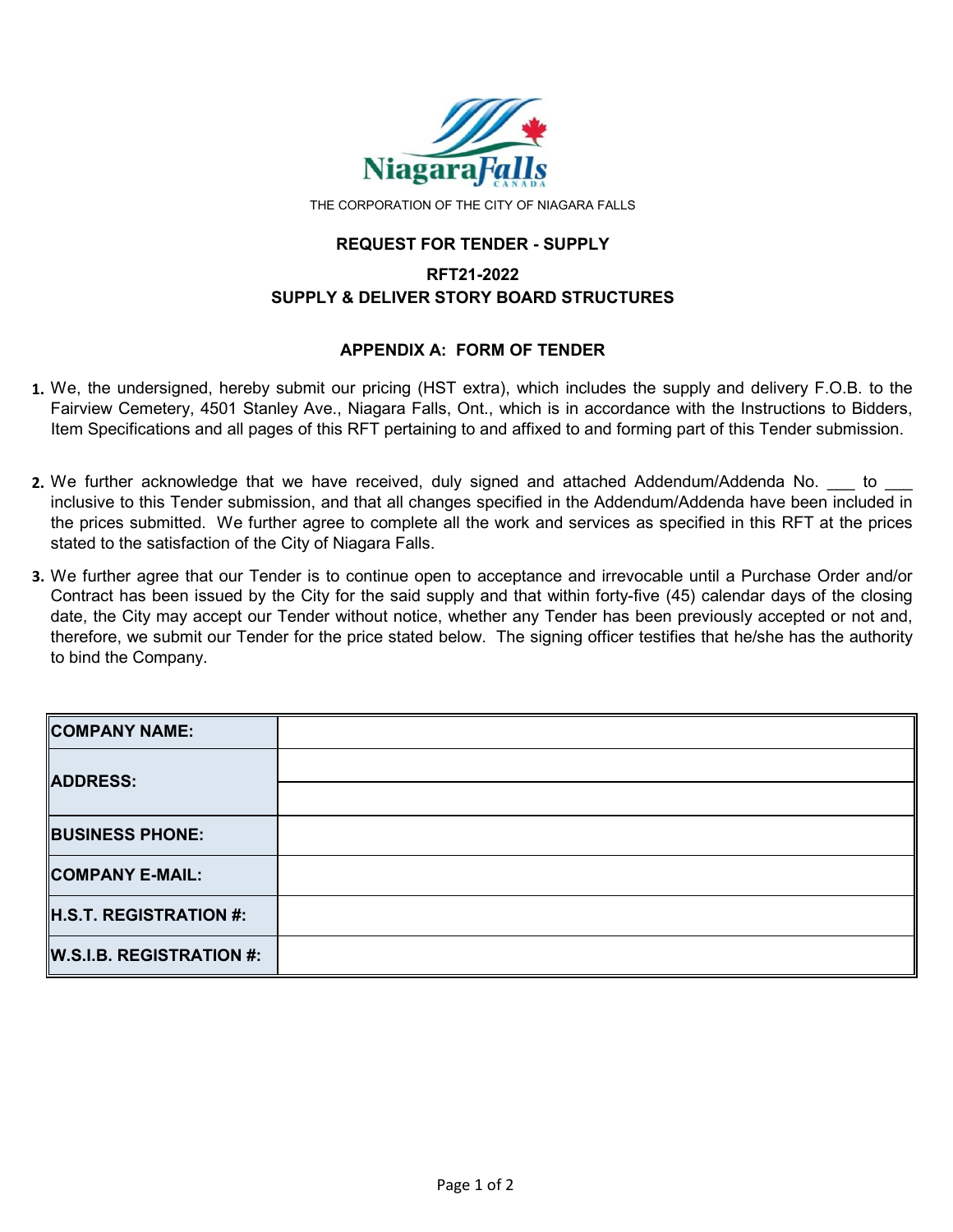THE CORPORATION OF THE CITY OF NIAGARA FALLS

## REQUEST FOR TENDER - SUPPLY

## RFT21-2022
## SUPPLY & DELIVER STORY BOARD STRUCTURES

### APPENDIX A: FORM OF TENDER

1. We, the undersigned, hereby submit our pricing (HST extra), which includes the supply and delivery F.O.B. to the Fairview Cemetery, 4501 Stanley Ave., Niagara Falls, Ont., which is in accordance with the Instructions to Bidders, Item Specifications and all pages of this RFT pertaining to and affixed to and forming part of this Tender submission.

2. We further acknowledge that we have received, duly signed and attached Addendum/Addenda No. ___ to ___ inclusive to this Tender submission, and that all changes specified in the Addendum/Addenda have been included in the prices submitted. We further agree to complete all the work and services as specified in this RFT at the prices stated to the satisfaction of the City of Niagara Falls.

3. We further agree that our Tender is to continue open to acceptance and irrevocable until a Purchase Order and/or Contract has been issued by the City for the said supply and that within forty-five (45) calendar days of the closing date, the City may accept our Tender without notice, whether any Tender has been previously accepted or not and, therefore, we submit our Tender for the price stated below. The signing officer testifies that he/she has the authority to bind the Company.

| | |
|---|---|
| **COMPANY NAME:** | |
| **ADDRESS:** | |
| | |
| **BUSINESS PHONE:** | |
| **COMPANY E-MAIL:** | |
| **H.S.T. REGISTRATION #:** | |
| **W.S.I.B. REGISTRATION #:** | |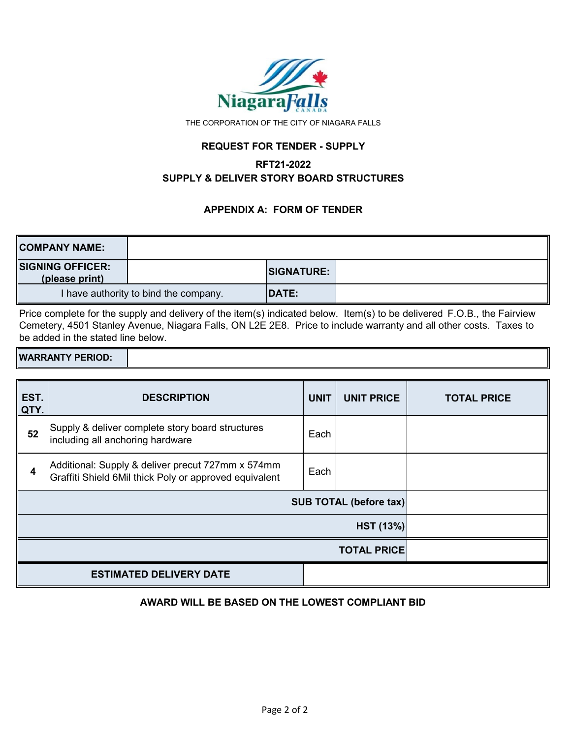THE CORPORATION OF THE CITY OF NIAGARA FALLS

## REQUEST FOR TENDER - SUPPLY

## RFT21-2022
## SUPPLY & DELIVER STORY BOARD STRUCTURES

### APPENDIX A: FORM OF TENDER

| | | | |
|---|---|---|---|
| **COMPANY NAME:** | | | |
| **SIGNING OFFICER: (please print)** | | **SIGNATURE:** | |
| I have authority to bind the company. | | **DATE:** | |

Price complete for the supply and delivery of the item(s) indicated below. Item(s) to be delivered F.O.B., the Fairview Cemetery, 4501 Stanley Avenue, Niagara Falls, ON L2E 2E8. Price to include warranty and all other costs. Taxes to be added in the stated line below.

| | |
|---|---|
| **WARRANTY PERIOD:** | |

| EST. QTY. | DESCRIPTION | UNIT | UNIT PRICE | TOTAL PRICE |
|---|---|---|---|---|
| **52** | Supply & deliver complete story board structures including all anchoring hardware | Each | | |
| **4** | Additional: Supply & deliver precut 727mm x 574mm Graffiti Shield 6Mil thick Poly or approved equivalent | Each | | |
| | | | **SUB TOTAL (before tax)** | |
| | | | **HST (13%)** | |
| | | | **TOTAL PRICE** | |
| | **ESTIMATED DELIVERY DATE** | | | |

**AWARD WILL BE BASED ON THE LOWEST COMPLIANT BID**